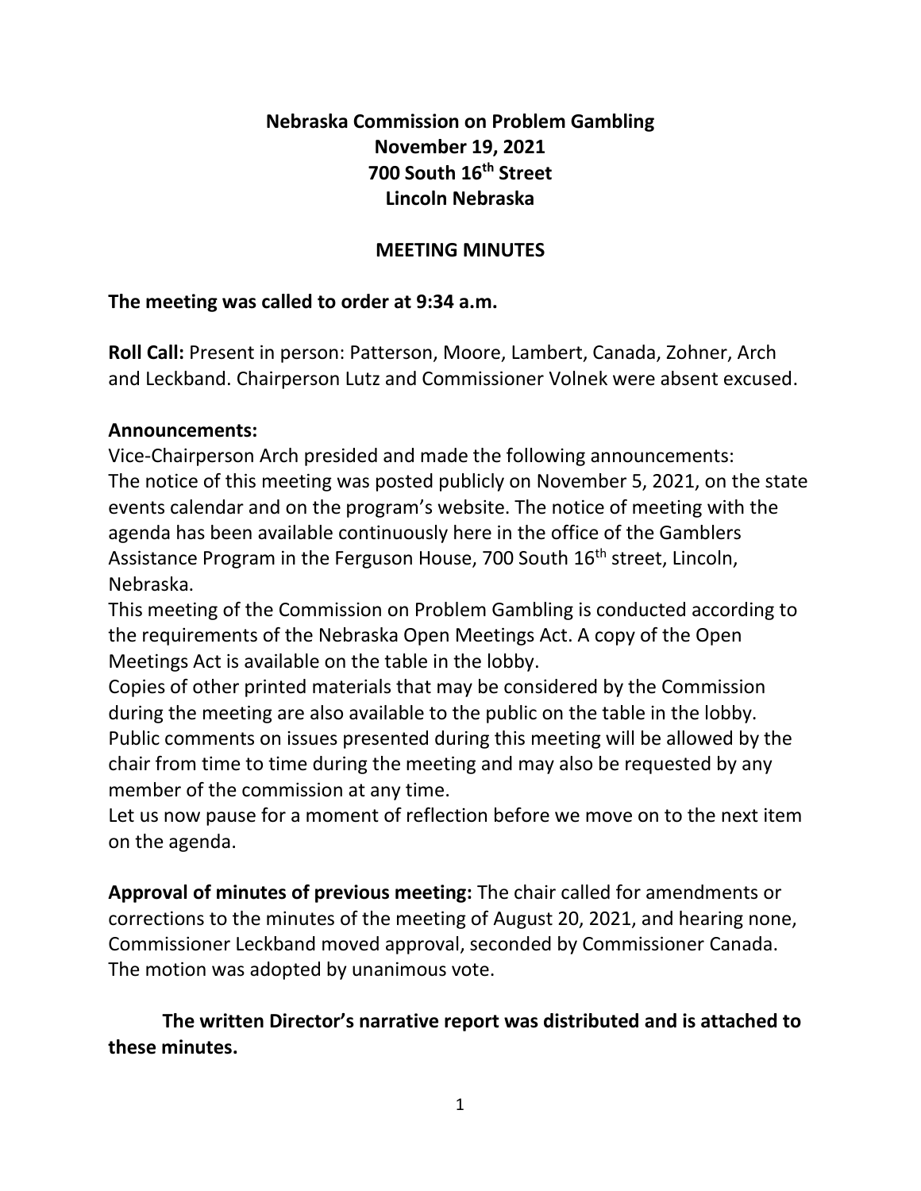**Nebraska Commission on Problem Gambling**
**November 19, 2021**
**700 South 16th Street**
**Lincoln Nebraska**

**MEETING MINUTES**

**The meeting was called to order at 9:34 a.m.**

**Roll Call:** Present in person: Patterson, Moore, Lambert, Canada, Zohner, Arch and Leckband. Chairperson Lutz and Commissioner Volnek were absent excused.

**Announcements:**

Vice-Chairperson Arch presided and made the following announcements:
The notice of this meeting was posted publicly on November 5, 2021, on the state events calendar and on the program's website. The notice of meeting with the agenda has been available continuously here in the office of the Gamblers Assistance Program in the Ferguson House, 700 South 16th street, Lincoln, Nebraska.
This meeting of the Commission on Problem Gambling is conducted according to the requirements of the Nebraska Open Meetings Act. A copy of the Open Meetings Act is available on the table in the lobby.
Copies of other printed materials that may be considered by the Commission during the meeting are also available to the public on the table in the lobby.
Public comments on issues presented during this meeting will be allowed by the chair from time to time during the meeting and may also be requested by any member of the commission at any time.
Let us now pause for a moment of reflection before we move on to the next item on the agenda.

**Approval of minutes of previous meeting:** The chair called for amendments or corrections to the minutes of the meeting of August 20, 2021, and hearing none, Commissioner Leckband moved approval, seconded by Commissioner Canada. The motion was adopted by unanimous vote.

**The written Director's narrative report was distributed and is attached to these minutes.**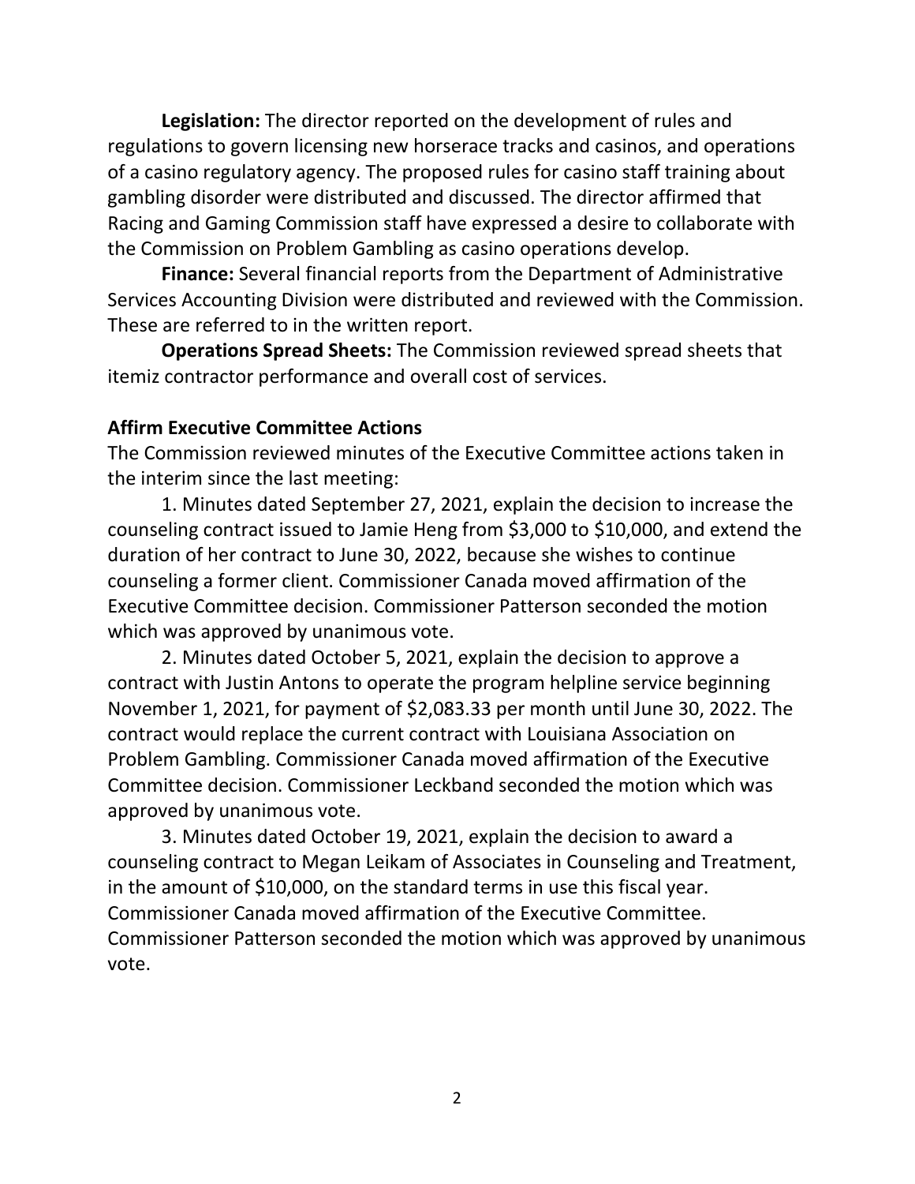**Legislation:** The director reported on the development of rules and regulations to govern licensing new horserace tracks and casinos, and operations of a casino regulatory agency. The proposed rules for casino staff training about gambling disorder were distributed and discussed. The director affirmed that Racing and Gaming Commission staff have expressed a desire to collaborate with the Commission on Problem Gambling as casino operations develop.

**Finance:** Several financial reports from the Department of Administrative Services Accounting Division were distributed and reviewed with the Commission. These are referred to in the written report.

**Operations Spread Sheets:** The Commission reviewed spread sheets that itemiz contractor performance and overall cost of services.

**Affirm Executive Committee Actions**

The Commission reviewed minutes of the Executive Committee actions taken in the interim since the last meeting:

1. Minutes dated September 27, 2021, explain the decision to increase the counseling contract issued to Jamie Heng from $3,000 to $10,000, and extend the duration of her contract to June 30, 2022, because she wishes to continue counseling a former client. Commissioner Canada moved affirmation of the Executive Committee decision. Commissioner Patterson seconded the motion which was approved by unanimous vote.

2. Minutes dated October 5, 2021, explain the decision to approve a contract with Justin Antons to operate the program helpline service beginning November 1, 2021, for payment of $2,083.33 per month until June 30, 2022. The contract would replace the current contract with Louisiana Association on Problem Gambling. Commissioner Canada moved affirmation of the Executive Committee decision. Commissioner Leckband seconded the motion which was approved by unanimous vote.

3. Minutes dated October 19, 2021, explain the decision to award a counseling contract to Megan Leikam of Associates in Counseling and Treatment, in the amount of $10,000, on the standard terms in use this fiscal year. Commissioner Canada moved affirmation of the Executive Committee. Commissioner Patterson seconded the motion which was approved by unanimous vote.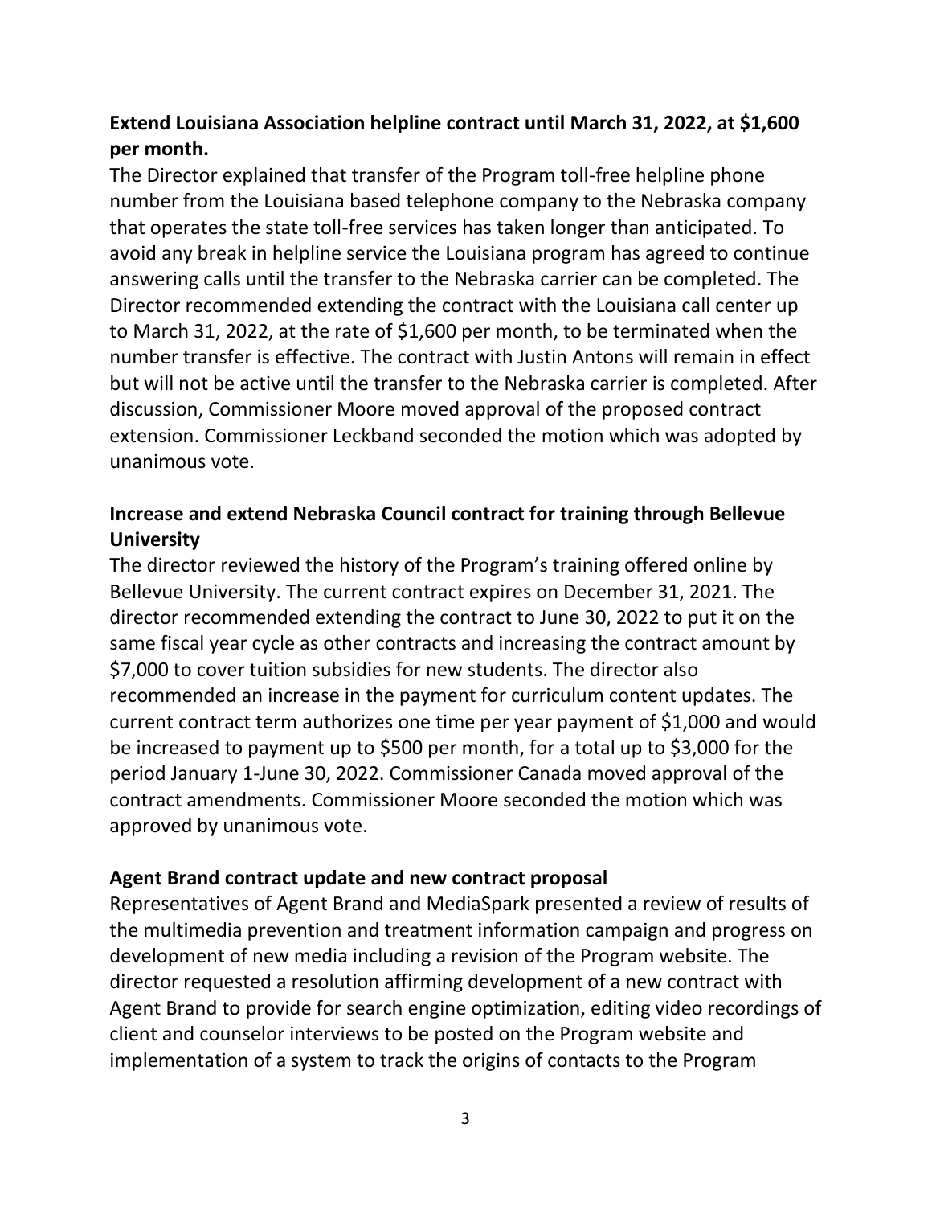### Extend Louisiana Association helpline contract until March 31, 2022, at $1,600 per month.

The Director explained that transfer of the Program toll-free helpline phone number from the Louisiana based telephone company to the Nebraska company that operates the state toll-free services has taken longer than anticipated. To avoid any break in helpline service the Louisiana program has agreed to continue answering calls until the transfer to the Nebraska carrier can be completed. The Director recommended extending the contract with the Louisiana call center up to March 31, 2022, at the rate of $1,600 per month, to be terminated when the number transfer is effective. The contract with Justin Antons will remain in effect but will not be active until the transfer to the Nebraska carrier is completed. After discussion, Commissioner Moore moved approval of the proposed contract extension. Commissioner Leckband seconded the motion which was adopted by unanimous vote.

### Increase and extend Nebraska Council contract for training through Bellevue University

The director reviewed the history of the Program's training offered online by Bellevue University. The current contract expires on December 31, 2021. The director recommended extending the contract to June 30, 2022 to put it on the same fiscal year cycle as other contracts and increasing the contract amount by $7,000 to cover tuition subsidies for new students. The director also recommended an increase in the payment for curriculum content updates. The current contract term authorizes one time per year payment of $1,000 and would be increased to payment up to $500 per month, for a total up to $3,000 for the period January 1-June 30, 2022. Commissioner Canada moved approval of the contract amendments. Commissioner Moore seconded the motion which was approved by unanimous vote.

### Agent Brand contract update and new contract proposal

Representatives of Agent Brand and MediaSpark presented a review of results of the multimedia prevention and treatment information campaign and progress on development of new media including a revision of the Program website. The director requested a resolution affirming development of a new contract with Agent Brand to provide for search engine optimization, editing video recordings of client and counselor interviews to be posted on the Program website and implementation of a system to track the origins of contacts to the Program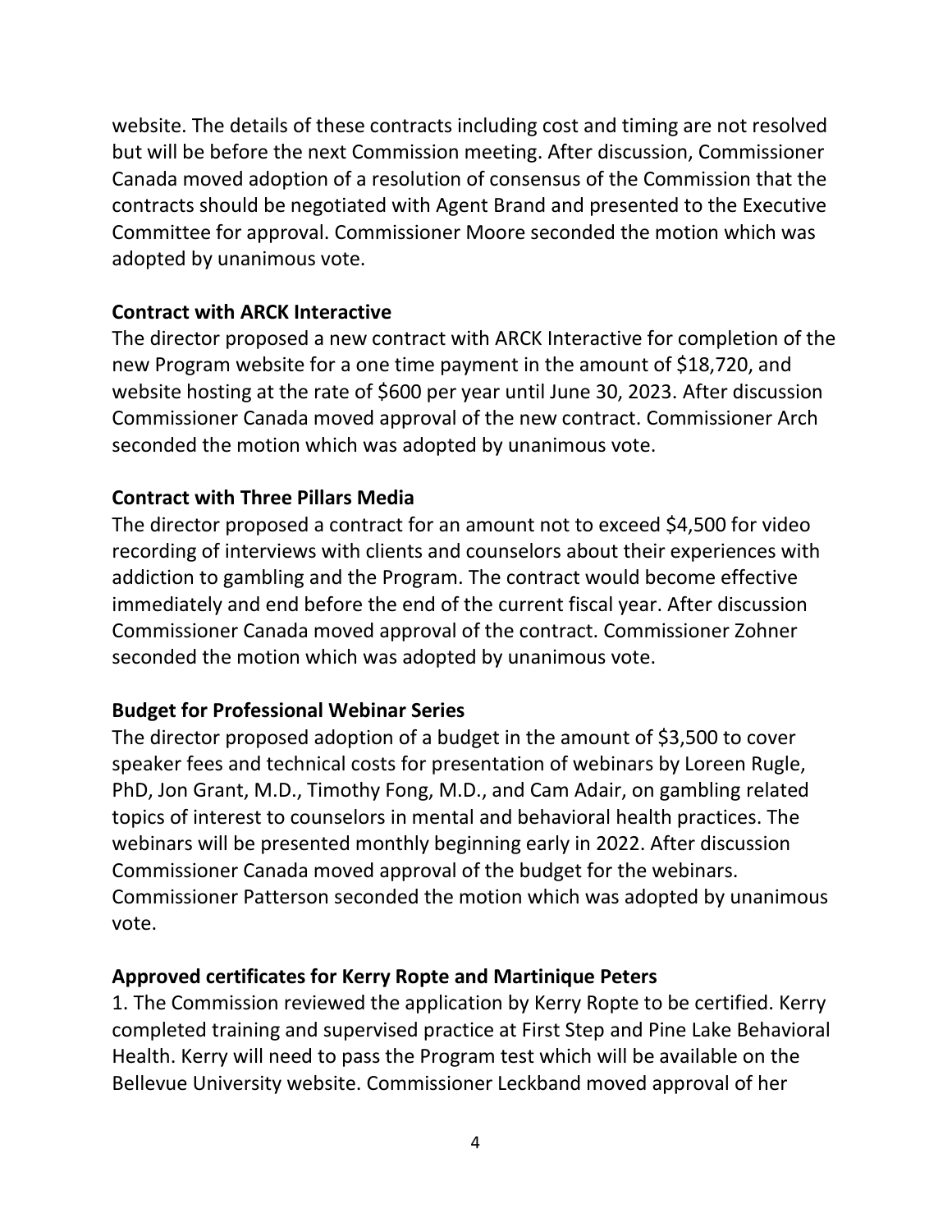website. The details of these contracts including cost and timing are not resolved but will be before the next Commission meeting. After discussion, Commissioner Canada moved adoption of a resolution of consensus of the Commission that the contracts should be negotiated with Agent Brand and presented to the Executive Committee for approval. Commissioner Moore seconded the motion which was adopted by unanimous vote.

**Contract with ARCK Interactive**

The director proposed a new contract with ARCK Interactive for completion of the new Program website for a one time payment in the amount of $18,720, and website hosting at the rate of $600 per year until June 30, 2023. After discussion Commissioner Canada moved approval of the new contract. Commissioner Arch seconded the motion which was adopted by unanimous vote.

**Contract with Three Pillars Media**

The director proposed a contract for an amount not to exceed $4,500 for video recording of interviews with clients and counselors about their experiences with addiction to gambling and the Program. The contract would become effective immediately and end before the end of the current fiscal year. After discussion Commissioner Canada moved approval of the contract. Commissioner Zohner seconded the motion which was adopted by unanimous vote.

**Budget for Professional Webinar Series**

The director proposed adoption of a budget in the amount of $3,500 to cover speaker fees and technical costs for presentation of webinars by Loreen Rugle, PhD, Jon Grant, M.D., Timothy Fong, M.D., and Cam Adair, on gambling related topics of interest to counselors in mental and behavioral health practices. The webinars will be presented monthly beginning early in 2022. After discussion Commissioner Canada moved approval of the budget for the webinars. Commissioner Patterson seconded the motion which was adopted by unanimous vote.

**Approved certificates for Kerry Ropte and Martinique Peters**

1. The Commission reviewed the application by Kerry Ropte to be certified. Kerry completed training and supervised practice at First Step and Pine Lake Behavioral Health. Kerry will need to pass the Program test which will be available on the Bellevue University website. Commissioner Leckband moved approval of her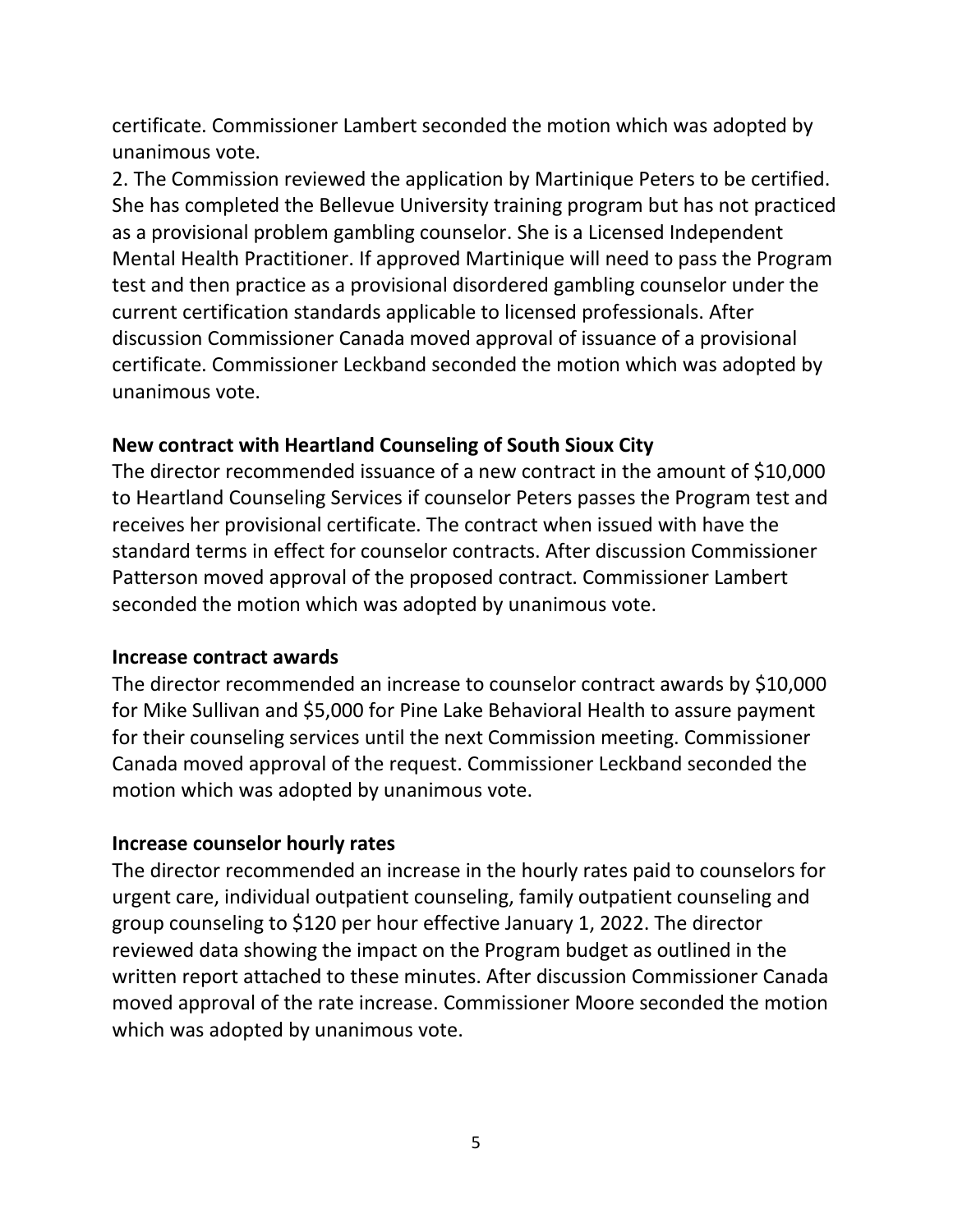certificate. Commissioner Lambert seconded the motion which was adopted by unanimous vote.

2. The Commission reviewed the application by Martinique Peters to be certified. She has completed the Bellevue University training program but has not practiced as a provisional problem gambling counselor. She is a Licensed Independent Mental Health Practitioner. If approved Martinique will need to pass the Program test and then practice as a provisional disordered gambling counselor under the current certification standards applicable to licensed professionals. After discussion Commissioner Canada moved approval of issuance of a provisional certificate. Commissioner Leckband seconded the motion which was adopted by unanimous vote.

**New contract with Heartland Counseling of South Sioux City**

The director recommended issuance of a new contract in the amount of $10,000 to Heartland Counseling Services if counselor Peters passes the Program test and receives her provisional certificate. The contract when issued with have the standard terms in effect for counselor contracts. After discussion Commissioner Patterson moved approval of the proposed contract. Commissioner Lambert seconded the motion which was adopted by unanimous vote.

**Increase contract awards**

The director recommended an increase to counselor contract awards by $10,000 for Mike Sullivan and $5,000 for Pine Lake Behavioral Health to assure payment for their counseling services until the next Commission meeting. Commissioner Canada moved approval of the request. Commissioner Leckband seconded the motion which was adopted by unanimous vote.

**Increase counselor hourly rates**

The director recommended an increase in the hourly rates paid to counselors for urgent care, individual outpatient counseling, family outpatient counseling and group counseling to $120 per hour effective January 1, 2022. The director reviewed data showing the impact on the Program budget as outlined in the written report attached to these minutes. After discussion Commissioner Canada moved approval of the rate increase. Commissioner Moore seconded the motion which was adopted by unanimous vote.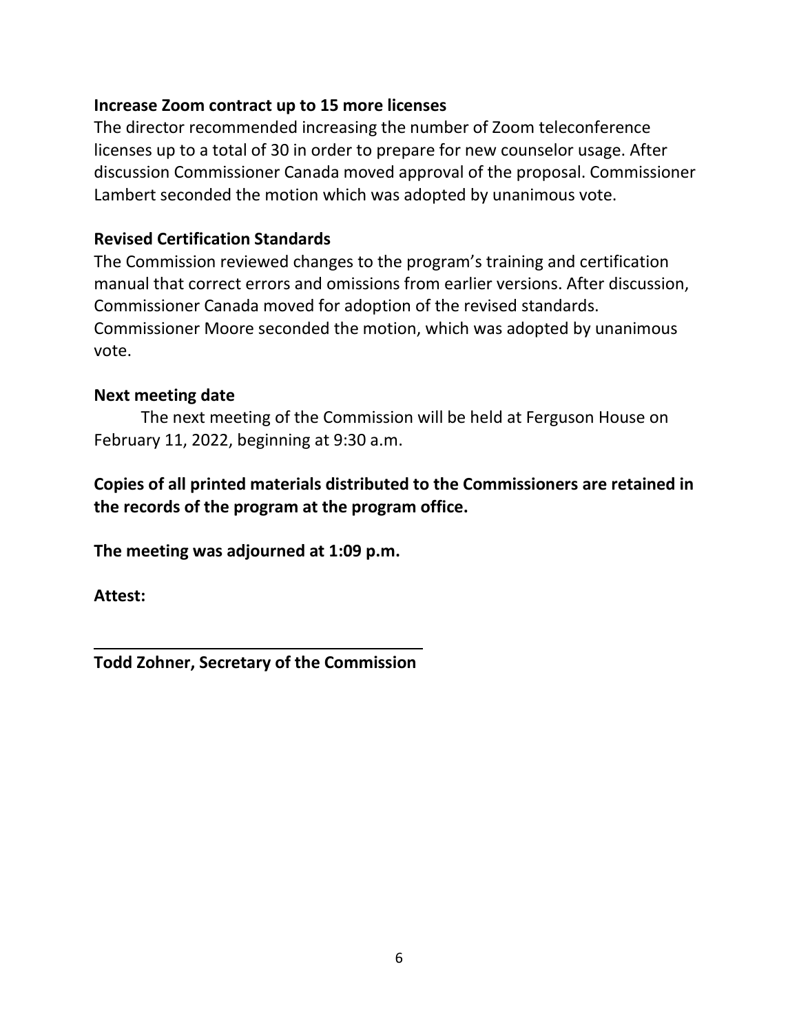**Increase Zoom contract up to 15 more licenses**

The director recommended increasing the number of Zoom teleconference licenses up to a total of 30 in order to prepare for new counselor usage. After discussion Commissioner Canada moved approval of the proposal. Commissioner Lambert seconded the motion which was adopted by unanimous vote.

**Revised Certification Standards**

The Commission reviewed changes to the program's training and certification manual that correct errors and omissions from earlier versions. After discussion, Commissioner Canada moved for adoption of the revised standards. Commissioner Moore seconded the motion, which was adopted by unanimous vote.

**Next meeting date**

The next meeting of the Commission will be held at Ferguson House on February 11, 2022, beginning at 9:30 a.m.

**Copies of all printed materials distributed to the Commissioners are retained in the records of the program at the program office.**

**The meeting was adjourned at 1:09 p.m.**

**Attest:**

______________________________________

**Todd Zohner, Secretary of the Commission**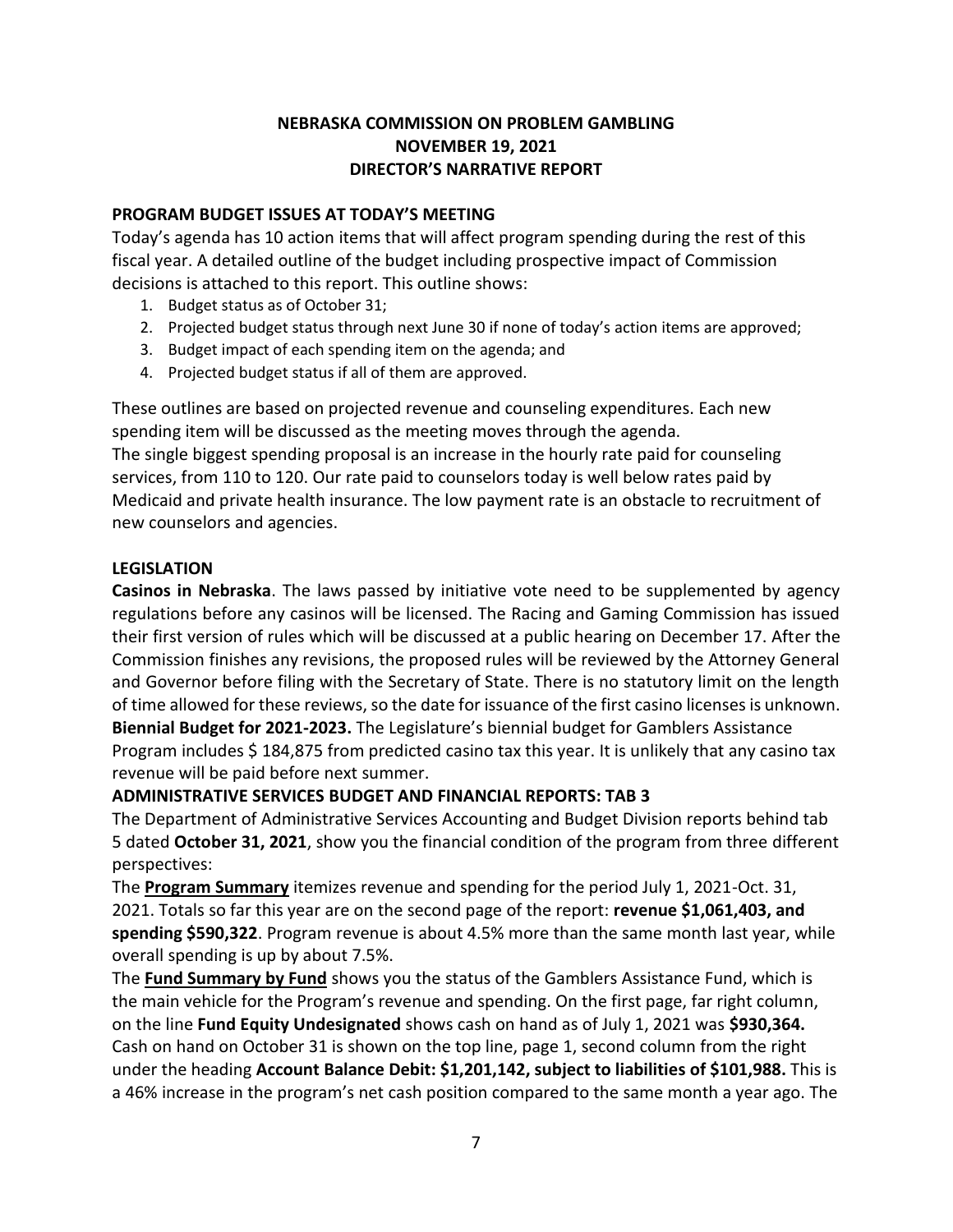**NEBRASKA COMMISSION ON PROBLEM GAMBLING**
**NOVEMBER 19, 2021**
**DIRECTOR'S NARRATIVE REPORT**

## PROGRAM BUDGET ISSUES AT TODAY'S MEETING

Today's agenda has 10 action items that will affect program spending during the rest of this fiscal year. A detailed outline of the budget including prospective impact of Commission decisions is attached to this report. This outline shows:

1. Budget status as of October 31;
2. Projected budget status through next June 30 if none of today's action items are approved;
3. Budget impact of each spending item on the agenda; and
4. Projected budget status if all of them are approved.

These outlines are based on projected revenue and counseling expenditures. Each new spending item will be discussed as the meeting moves through the agenda.
The single biggest spending proposal is an increase in the hourly rate paid for counseling services, from 110 to 120. Our rate paid to counselors today is well below rates paid by Medicaid and private health insurance. The low payment rate is an obstacle to recruitment of new counselors and agencies.

## LEGISLATION

**Casinos in Nebraska**. The laws passed by initiative vote need to be supplemented by agency regulations before any casinos will be licensed. The Racing and Gaming Commission has issued their first version of rules which will be discussed at a public hearing on December 17. After the Commission finishes any revisions, the proposed rules will be reviewed by the Attorney General and Governor before filing with the Secretary of State. There is no statutory limit on the length of time allowed for these reviews, so the date for issuance of the first casino licenses is unknown.
**Biennial Budget for 2021-2023.** The Legislature's biennial budget for Gamblers Assistance Program includes $ 184,875 from predicted casino tax this year. It is unlikely that any casino tax revenue will be paid before next summer.

## ADMINISTRATIVE SERVICES BUDGET AND FINANCIAL REPORTS: TAB 3

The Department of Administrative Services Accounting and Budget Division reports behind tab 5 dated **October 31, 2021**, show you the financial condition of the program from three different perspectives:
The **Program Summary** itemizes revenue and spending for the period July 1, 2021-Oct. 31, 2021. Totals so far this year are on the second page of the report: **revenue $1,061,403, and spending $590,322**. Program revenue is about 4.5% more than the same month last year, while overall spending is up by about 7.5%.
The **Fund Summary by Fund** shows you the status of the Gamblers Assistance Fund, which is the main vehicle for the Program's revenue and spending. On the first page, far right column, on the line **Fund Equity Undesignated** shows cash on hand as of July 1, 2021 was **$930,364.**
Cash on hand on October 31 is shown on the top line, page 1, second column from the right under the heading **Account Balance Debit: $1,201,142, subject to liabilities of $101,988.** This is a 46% increase in the program's net cash position compared to the same month a year ago. The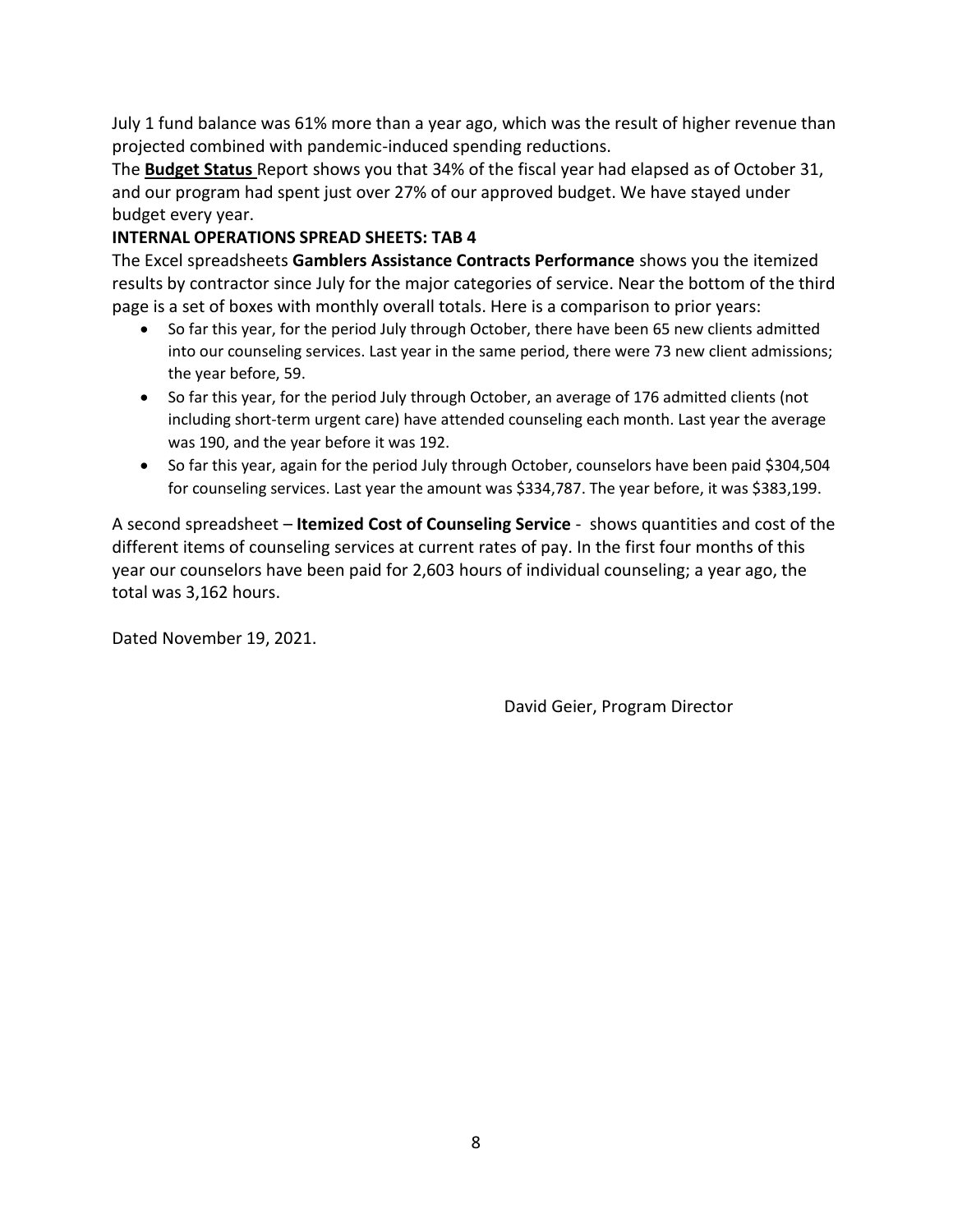July 1 fund balance was 61% more than a year ago, which was the result of higher revenue than projected combined with pandemic-induced spending reductions.

The **Budget Status** Report shows you that 34% of the fiscal year had elapsed as of October 31, and our program had spent just over 27% of our approved budget. We have stayed under budget every year.

**INTERNAL OPERATIONS SPREAD SHEETS: TAB 4**

The Excel spreadsheets **Gamblers Assistance Contracts Performance** shows you the itemized results by contractor since July for the major categories of service. Near the bottom of the third page is a set of boxes with monthly overall totals. Here is a comparison to prior years:

- So far this year, for the period July through October, there have been 65 new clients admitted into our counseling services. Last year in the same period, there were 73 new client admissions; the year before, 59.
- So far this year, for the period July through October, an average of 176 admitted clients (not including short-term urgent care) have attended counseling each month. Last year the average was 190, and the year before it was 192.
- So far this year, again for the period July through October, counselors have been paid $304,504 for counseling services. Last year the amount was $334,787. The year before, it was $383,199.

A second spreadsheet – **Itemized Cost of Counseling Service** - shows quantities and cost of the different items of counseling services at current rates of pay. In the first four months of this year our counselors have been paid for 2,603 hours of individual counseling; a year ago, the total was 3,162 hours.

Dated November 19, 2021.

David Geier, Program Director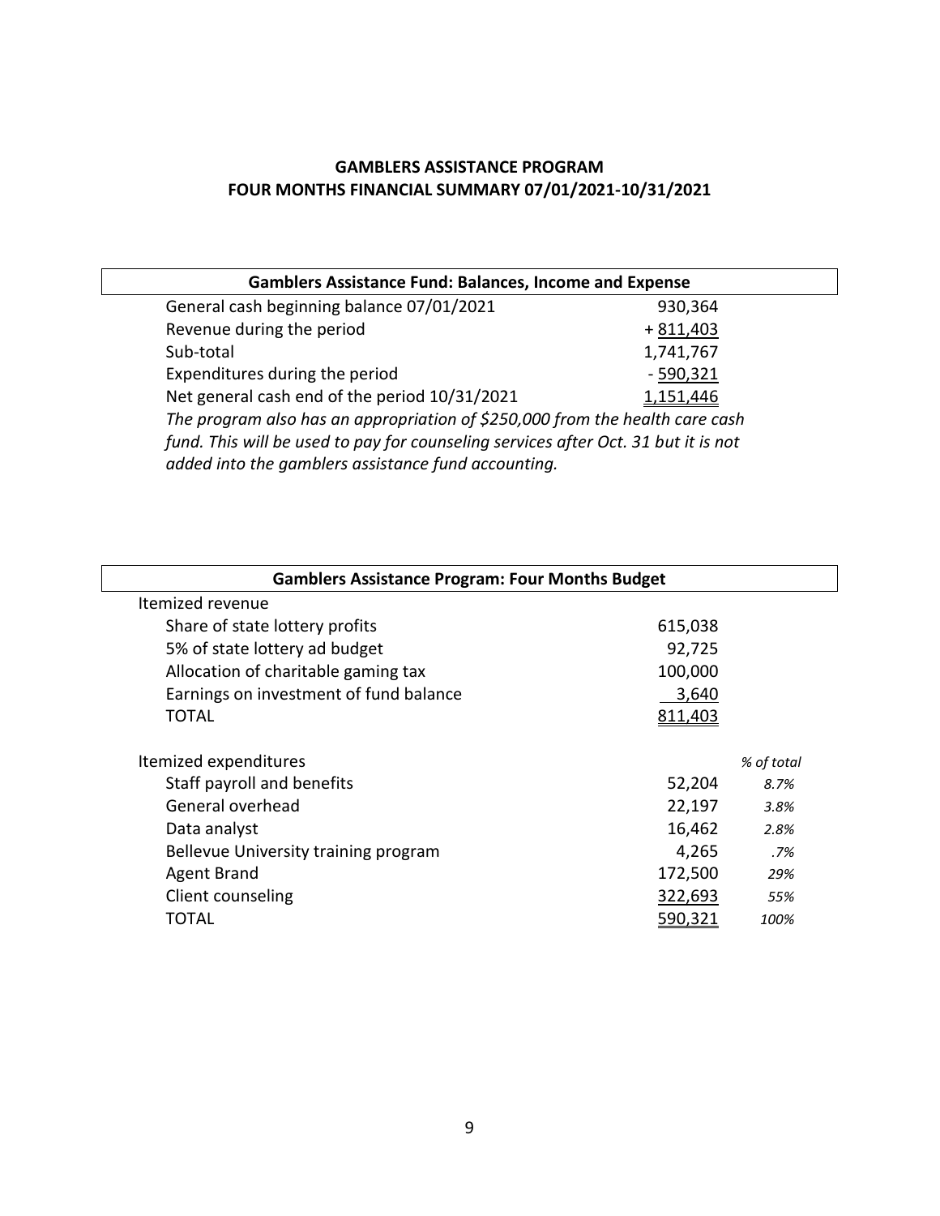## GAMBLERS ASSISTANCE PROGRAM
## FOUR MONTHS FINANCIAL SUMMARY 07/01/2021-10/31/2021

| Gamblers Assistance Fund: Balances, Income and Expense | |
|---|---|
| General cash beginning balance 07/01/2021 | 930,364 |
| Revenue during the period | + 811,403 |
| Sub-total | 1,741,767 |
| Expenditures during the period | - 590,321 |
| Net general cash end of the period 10/31/2021 | 1,151,446 |

*The program also has an appropriation of $250,000 from the health care cash fund. This will be used to pay for counseling services after Oct. 31 but it is not added into the gamblers assistance fund accounting.*

| Gamblers Assistance Program: Four Months Budget | | |
|---|---|---|
| Itemized revenue | | |
| Share of state lottery profits | 615,038 | |
| 5% of state lottery ad budget | 92,725 | |
| Allocation of charitable gaming tax | 100,000 | |
| Earnings on investment of fund balance | 3,640 | |
| TOTAL | 811,403 | |
| | | |
| Itemized expenditures | | *% of total* |
| Staff payroll and benefits | 52,204 | *8.7%* |
| General overhead | 22,197 | *3.8%* |
| Data analyst | 16,462 | *2.8%* |
| Bellevue University training program | 4,265 | *.7%* |
| Agent Brand | 172,500 | *29%* |
| Client counseling | 322,693 | *55%* |
| TOTAL | 590,321 | *100%* |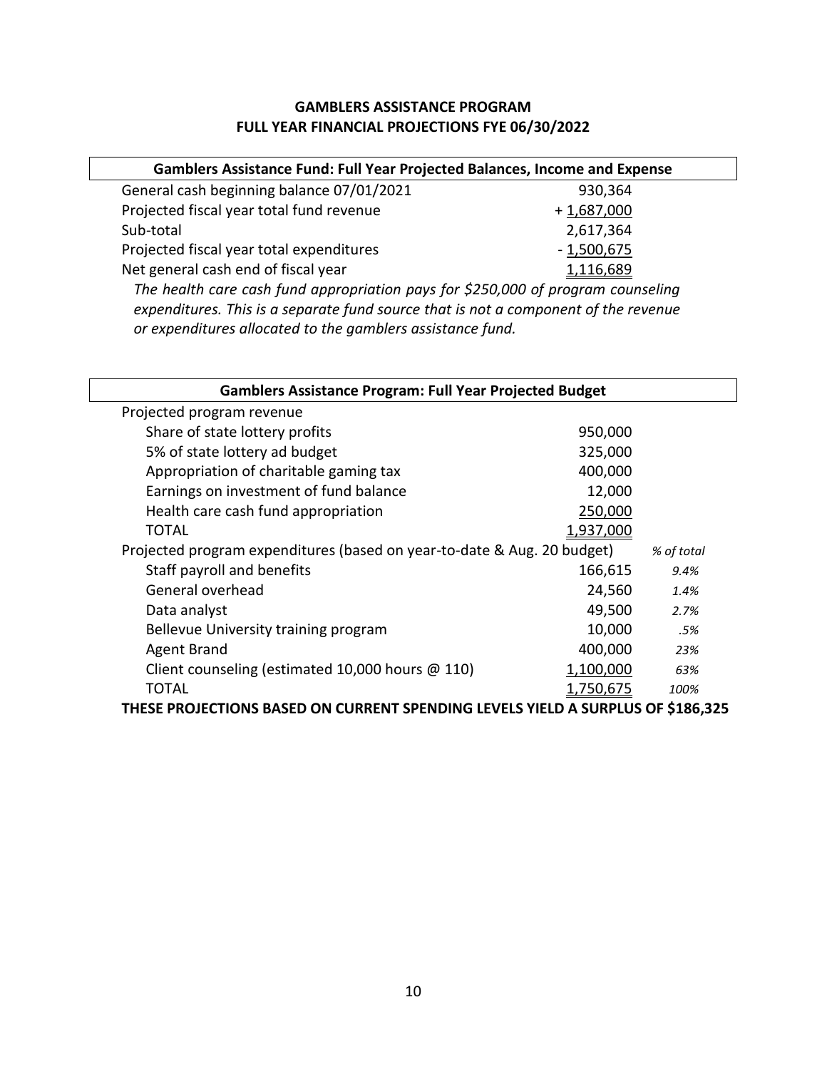# GAMBLERS ASSISTANCE PROGRAM
## FULL YEAR FINANCIAL PROJECTIONS FYE 06/30/2022

| Gamblers Assistance Fund: Full Year Projected Balances, Income and Expense | |
|---|---|
| General cash beginning balance 07/01/2021 | 930,364 |
| Projected fiscal year total fund revenue | + 1,687,000 |
| Sub-total | 2,617,364 |
| Projected fiscal year total expenditures | - 1,500,675 |
| Net general cash end of fiscal year | 1,116,689 |

*The health care cash fund appropriation pays for $250,000 of program counseling expenditures. This is a separate fund source that is not a component of the revenue or expenditures allocated to the gamblers assistance fund.*

| Gamblers Assistance Program: Full Year Projected Budget | | |
|---|---|---|
| Projected program revenue | | |
| Share of state lottery profits | 950,000 | |
| 5% of state lottery ad budget | 325,000 | |
| Appropriation of charitable gaming tax | 400,000 | |
| Earnings on investment of fund balance | 12,000 | |
| Health care cash fund appropriation | 250,000 | |
| TOTAL | 1,937,000 | |
| Projected program expenditures (based on year-to-date & Aug. 20 budget) | | *% of total* |
| Staff payroll and benefits | 166,615 | *9.4%* |
| General overhead | 24,560 | *1.4%* |
| Data analyst | 49,500 | *2.7%* |
| Bellevue University training program | 10,000 | *.5%* |
| Agent Brand | 400,000 | *23%* |
| Client counseling (estimated 10,000 hours @ 110) | 1,100,000 | *63%* |
| TOTAL | 1,750,675 | *100%* |

**THESE PROJECTIONS BASED ON CURRENT SPENDING LEVELS YIELD A SURPLUS OF $186,325**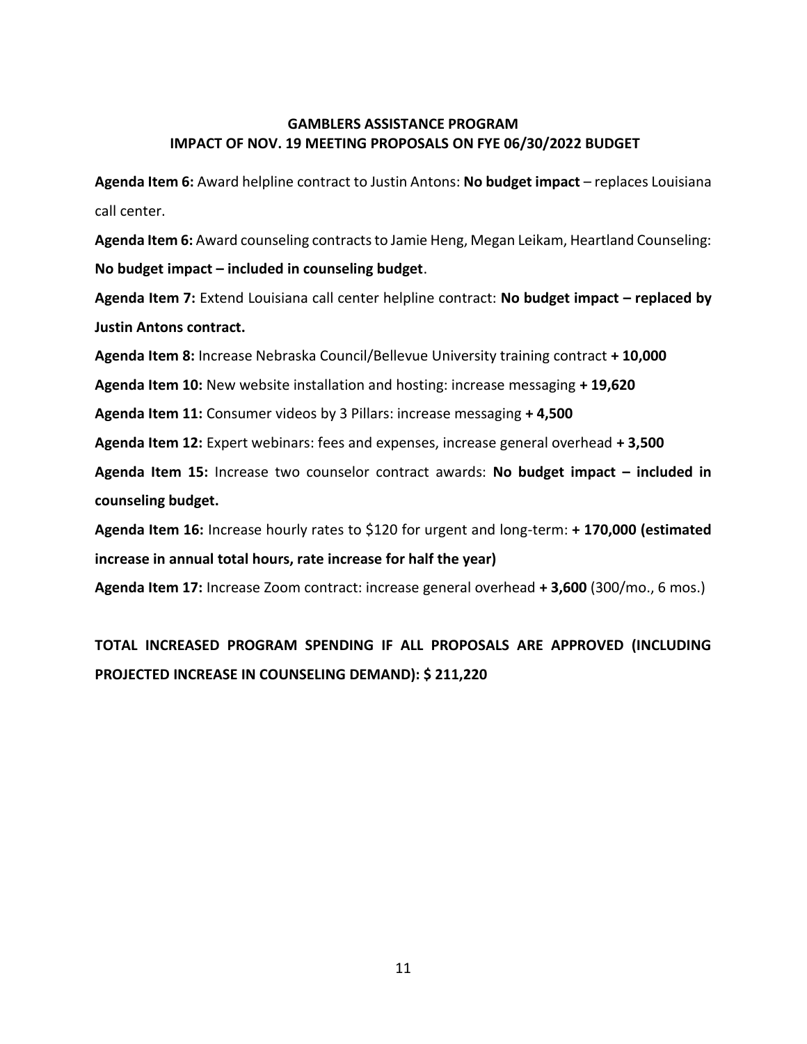## GAMBLERS ASSISTANCE PROGRAM
## IMPACT OF NOV. 19 MEETING PROPOSALS ON FYE 06/30/2022 BUDGET

**Agenda Item 6:** Award helpline contract to Justin Antons: **No budget impact** – replaces Louisiana call center.

**Agenda Item 6:** Award counseling contracts to Jamie Heng, Megan Leikam, Heartland Counseling: **No budget impact – included in counseling budget**.

**Agenda Item 7:** Extend Louisiana call center helpline contract: **No budget impact – replaced by Justin Antons contract.**

**Agenda Item 8:** Increase Nebraska Council/Bellevue University training contract **+ 10,000**

**Agenda Item 10:** New website installation and hosting: increase messaging **+ 19,620**

**Agenda Item 11:** Consumer videos by 3 Pillars: increase messaging **+ 4,500**

**Agenda Item 12:** Expert webinars: fees and expenses, increase general overhead **+ 3,500**

**Agenda Item 15:** Increase two counselor contract awards: **No budget impact – included in counseling budget.**

**Agenda Item 16:** Increase hourly rates to $120 for urgent and long-term: **+ 170,000 (estimated increase in annual total hours, rate increase for half the year)**

**Agenda Item 17:** Increase Zoom contract: increase general overhead **+ 3,600** (300/mo., 6 mos.)

**TOTAL INCREASED PROGRAM SPENDING IF ALL PROPOSALS ARE APPROVED (INCLUDING PROJECTED INCREASE IN COUNSELING DEMAND): $ 211,220**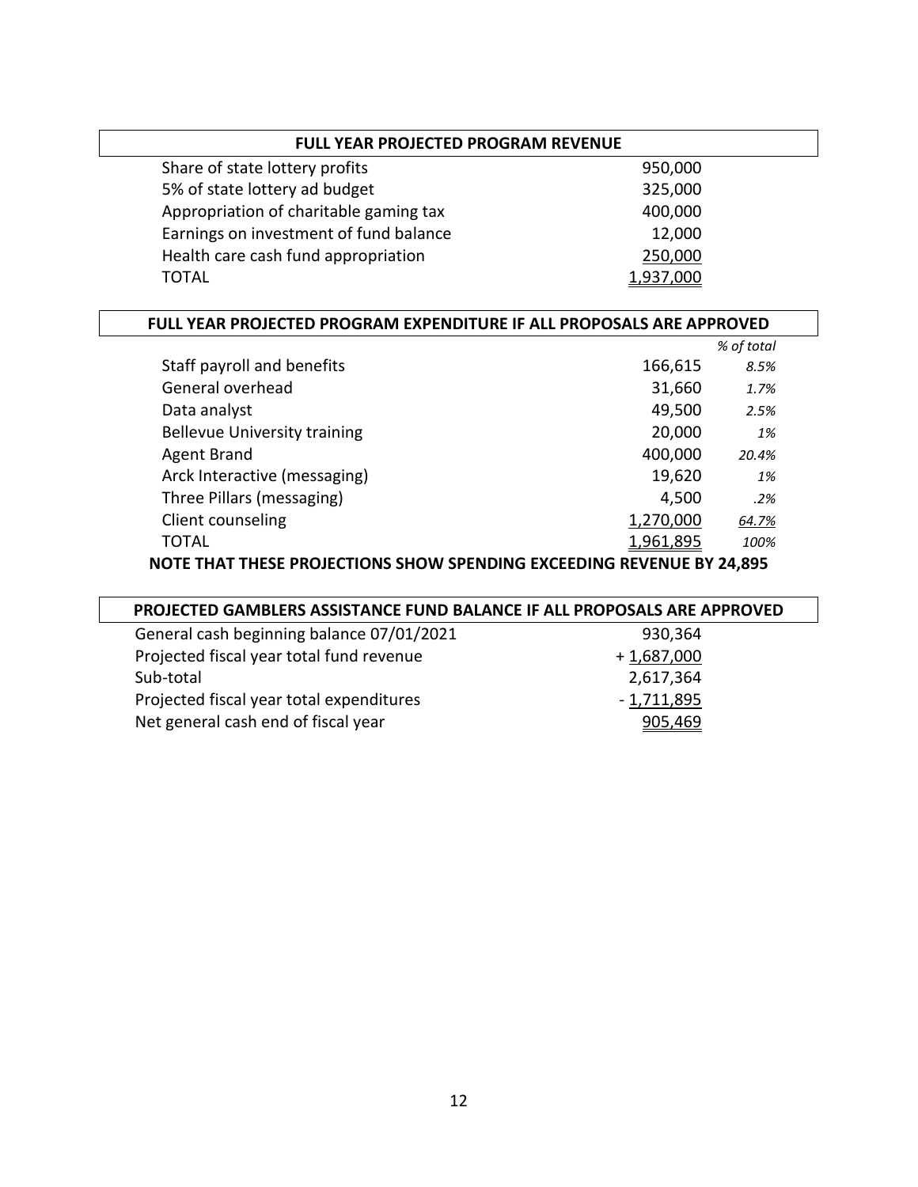| FULL YEAR PROJECTED PROGRAM REVENUE | |
|---|---|
| Share of state lottery profits | 950,000 |
| 5% of state lottery ad budget | 325,000 |
| Appropriation of charitable gaming tax | 400,000 |
| Earnings on investment of fund balance | 12,000 |
| Health care cash fund appropriation | 250,000 |
| TOTAL | 1,937,000 |

| FULL YEAR PROJECTED PROGRAM EXPENDITURE IF ALL PROPOSALS ARE APPROVED | | *% of total* |
|---|---|---|
| Staff payroll and benefits | 166,615 | *8.5%* |
| General overhead | 31,660 | *1.7%* |
| Data analyst | 49,500 | *2.5%* |
| Bellevue University training | 20,000 | *1%* |
| Agent Brand | 400,000 | *20.4%* |
| Arck Interactive (messaging) | 19,620 | *1%* |
| Three Pillars (messaging) | 4,500 | *.2%* |
| Client counseling | 1,270,000 | *64.7%* |
| TOTAL | 1,961,895 | *100%* |

**NOTE THAT THESE PROJECTIONS SHOW SPENDING EXCEEDING REVENUE BY 24,895**

| PROJECTED GAMBLERS ASSISTANCE FUND BALANCE IF ALL PROPOSALS ARE APPROVED | |
|---|---|
| General cash beginning balance 07/01/2021 | 930,364 |
| Projected fiscal year total fund revenue | + 1,687,000 |
| Sub-total | 2,617,364 |
| Projected fiscal year total expenditures | - 1,711,895 |
| Net general cash end of fiscal year | 905,469 |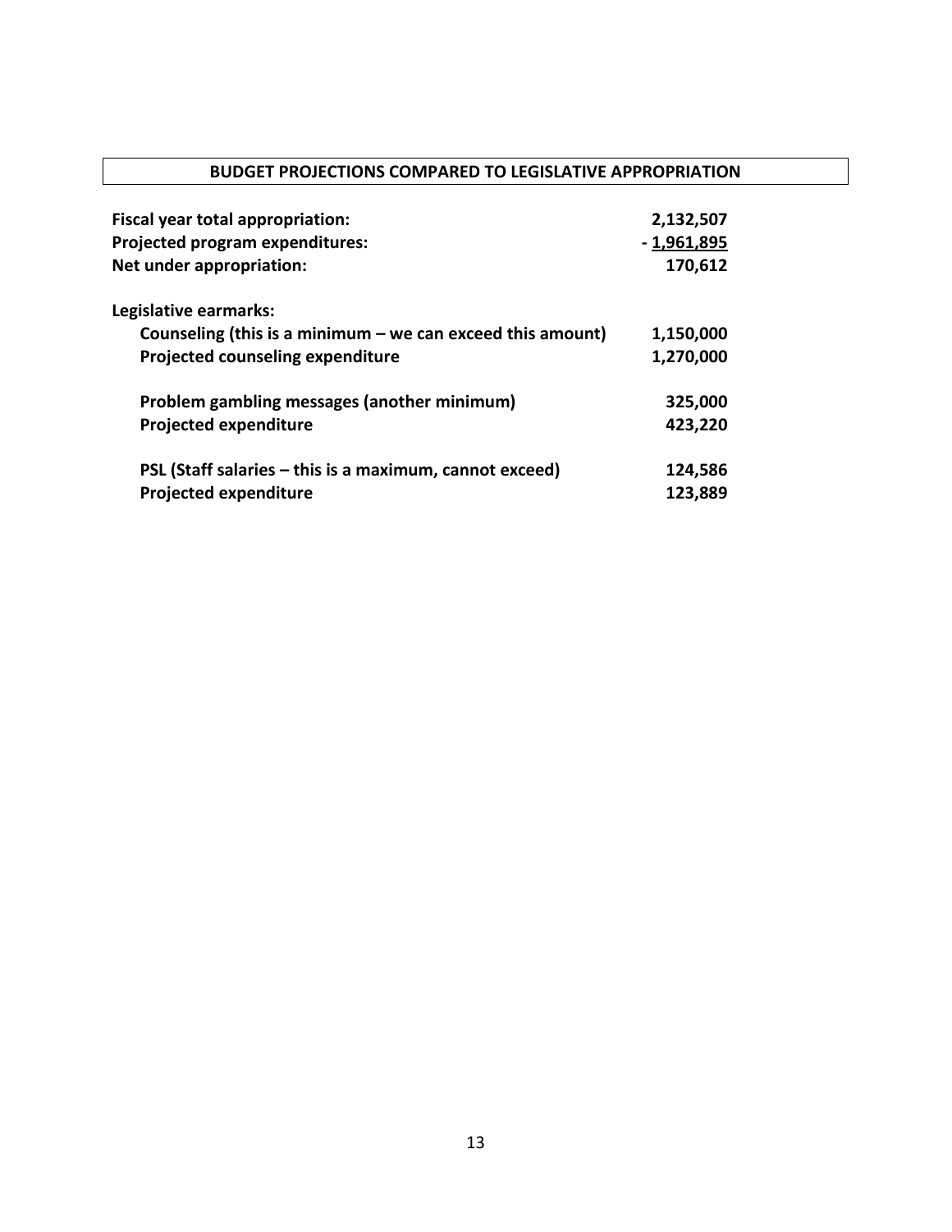## BUDGET PROJECTIONS COMPARED TO LEGISLATIVE APPROPRIATION

| | |
|---|---|
| **Fiscal year total appropriation:** | **2,132,507** |
| **Projected program expenditures:** | **- 1,961,895** |
| **Net under appropriation:** | **170,612** |
| | |
| **Legislative earmarks:** | |
| **Counseling (this is a minimum – we can exceed this amount)** | **1,150,000** |
| **Projected counseling expenditure** | **1,270,000** |
| | |
| **Problem gambling messages (another minimum)** | **325,000** |
| **Projected expenditure** | **423,220** |
| | |
| **PSL (Staff salaries – this is a maximum, cannot exceed)** | **124,586** |
| **Projected expenditure** | **123,889** |